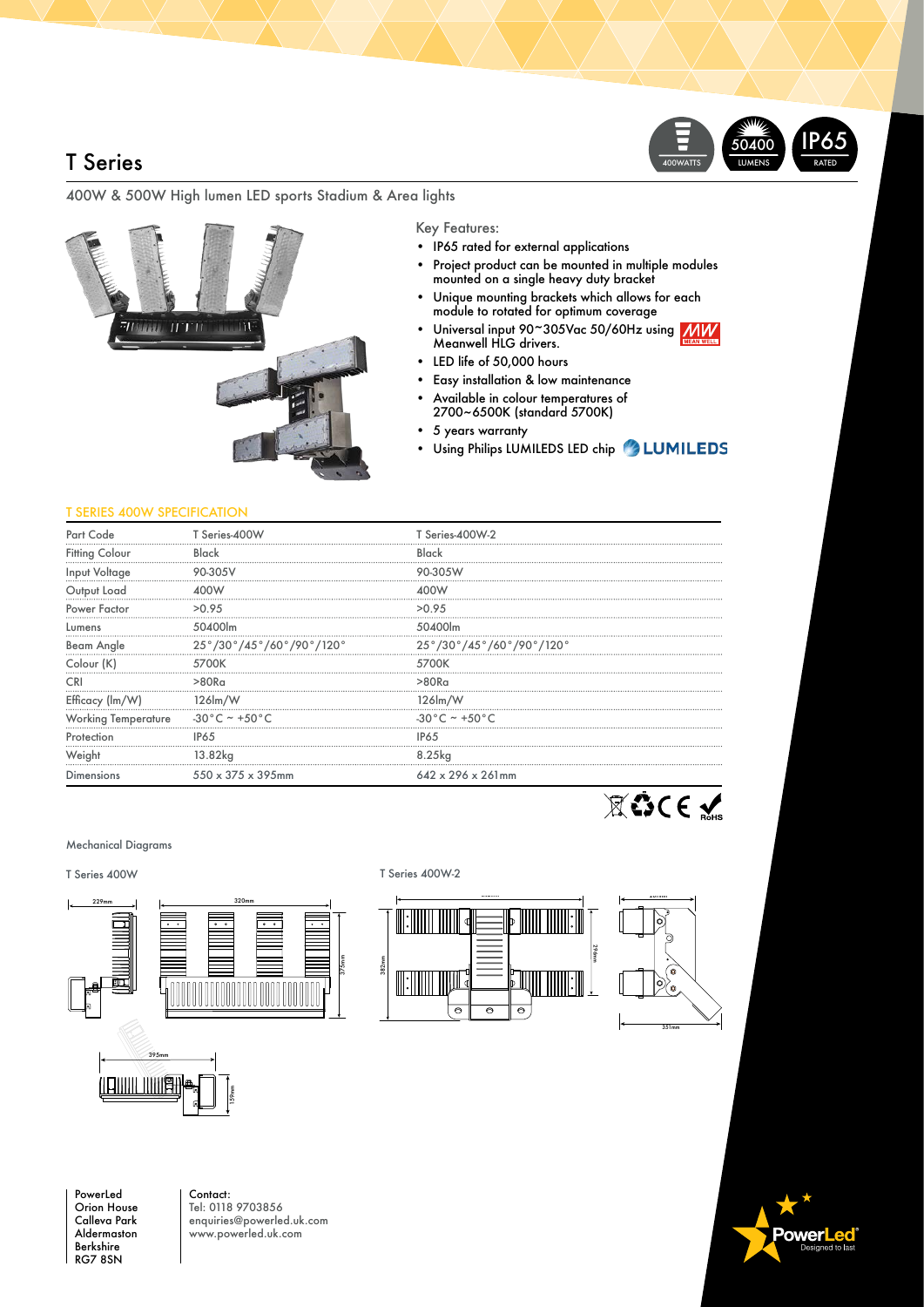# T Series

400WATTS | 50400 LUMENS | IP65 RATED

400W & 500W High lumen LED sports Stadium & Area lights

Key Features:

- IP65 rated for external applications
- Project product can be mounted in multiple modules mounted on a single heavy duty bracket
- Unique mounting brackets which allows for each module to rotated for optimum coverage
- Universal input 90~305Vac 50/60Hz using Meanwell HLG drivers.
- LED life of 50,000 hours
- Easy installation & low maintenance
- Available in colour temperatures of 2700~6500K (standard 5700K)
- 5 years warranty
- Using Philips LUMILEDS LED chip

## T SERIES 400W SPECIFICATION

| | | |
|---|---|---|
| Part Code | T Series-400W | T Series-400W-2 |
| Fitting Colour | Black | Black |
| Input Voltage | 90-305V | 90-305W |
| Output Load | 400W | 400W |
| Power Factor | >0.95 | >0.95 |
| Lumens | 50400lm | 50400lm |
| Beam Angle | 25°/30°/45°/60°/90°/120° | 25°/30°/45°/60°/90°/120° |
| Colour (K) | 5700K | 5700K |
| CRI | >80Ra | >80Ra |
| Efficacy (lm/W) | 126lm/W | 126lm/W |
| Working Temperature | -30°C ~ +50°C | -30°C ~ +50°C |
| Protection | IP65 | IP65 |
| Weight | 13.82kg | 8.25kg |
| Dimensions | 550 x 375 x 395mm | 642 x 296 x 261mm |

Mechanical Diagrams

T Series 400W

229mm

320mm

375mm

395mm

159mm

T Series 400W-2

382mm

296mm

351mm

PowerLed
Orion House
Calleva Park
Aldermaston
Berkshire
RG7 8SN

Contact:
Tel: 0118 9703856
enquiries@powerled.uk.com
www.powerled.uk.com

PowerLed
Designed to last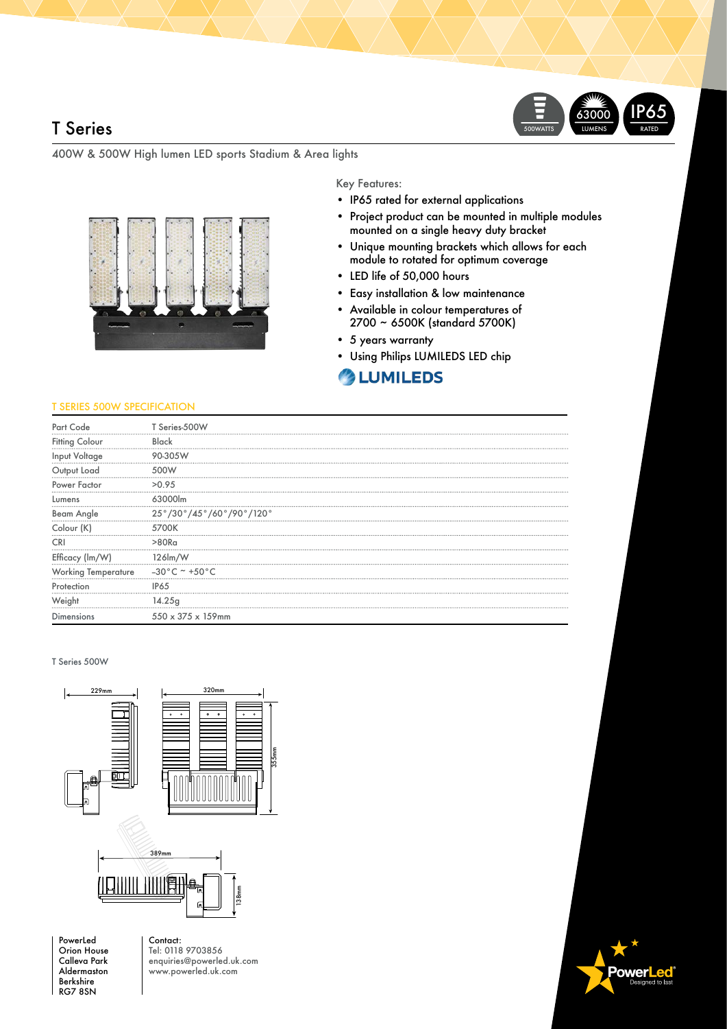# T Series

500WATTS | 63000 LUMENS | IP65 RATED

400W & 500W High lumen LED sports Stadium & Area lights

Key Features:

- IP65 rated for external applications
- Project product can be mounted in multiple modules mounted on a single heavy duty bracket
- Unique mounting brackets which allows for each module to rotated for optimum coverage
- LED life of 50,000 hours
- Easy installation & low maintenance
- Available in colour temperatures of 2700 ~ 6500K (standard 5700K)
- 5 years warranty
- Using Philips LUMILEDS LED chip

LUMILEDS

## T SERIES 500W SPECIFICATION

| | |
|---|---|
| Part Code | T Series-500W |
| Fitting Colour | Black |
| Input Voltage | 90-305W |
| Output Load | 500W |
| Power Factor | >0.95 |
| Lumens | 63000lm |
| Beam Angle | 25°/30°/45°/60°/90°/120° |
| Colour (K) | 5700K |
| CRI | >80Ra |
| Efficacy (lm/W) | 126lm/W |
| Working Temperature | -30°C ~ +50°C |
| Protection | IP65 |
| Weight | 14.25g |
| Dimensions | 550 x 375 x 159mm |

T Series 500W

229mm

320mm

355mm

389mm

138mm

PowerLed
Orion House
Calleva Park
Aldermaston
Berkshire
RG7 8SN

Contact:
Tel: 0118 9703856
enquiries@powerled.uk.com
www.powerled.uk.com

PowerLed Designed to last